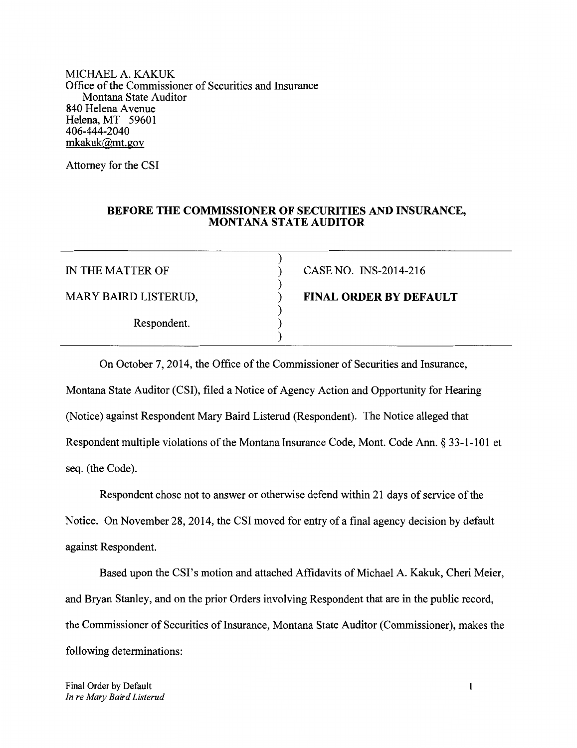MICHAEL A. KAKUK
Office of the Commissioner of Securities and Insurance
Montana State Auditor
840 Helena Avenue
Helena, MT 59601
406-444-2040
mkakuk@mt.gov

Attorney for the CSI

**BEFORE THE COMMISSIONER OF SECURITIES AND INSURANCE, MONTANA STATE AUDITOR**

| | |
|---|---|
| IN THE MATTER OF | CASE NO. INS-2014-216 |
| MARY BAIRD LISTERUD, | **FINAL ORDER BY DEFAULT** |
| Respondent. | |

On October 7, 2014, the Office of the Commissioner of Securities and Insurance, Montana State Auditor (CSI), filed a Notice of Agency Action and Opportunity for Hearing (Notice) against Respondent Mary Baird Listerud (Respondent). The Notice alleged that Respondent multiple violations of the Montana Insurance Code, Mont. Code Ann. § 33-1-101 et seq. (the Code).

Respondent chose not to answer or otherwise defend within 21 days of service of the Notice. On November 28, 2014, the CSI moved for entry of a final agency decision by default against Respondent.

Based upon the CSI's motion and attached Affidavits of Michael A. Kakuk, Cheri Meier, and Bryan Stanley, and on the prior Orders involving Respondent that are in the public record, the Commissioner of Securities of Insurance, Montana State Auditor (Commissioner), makes the following determinations: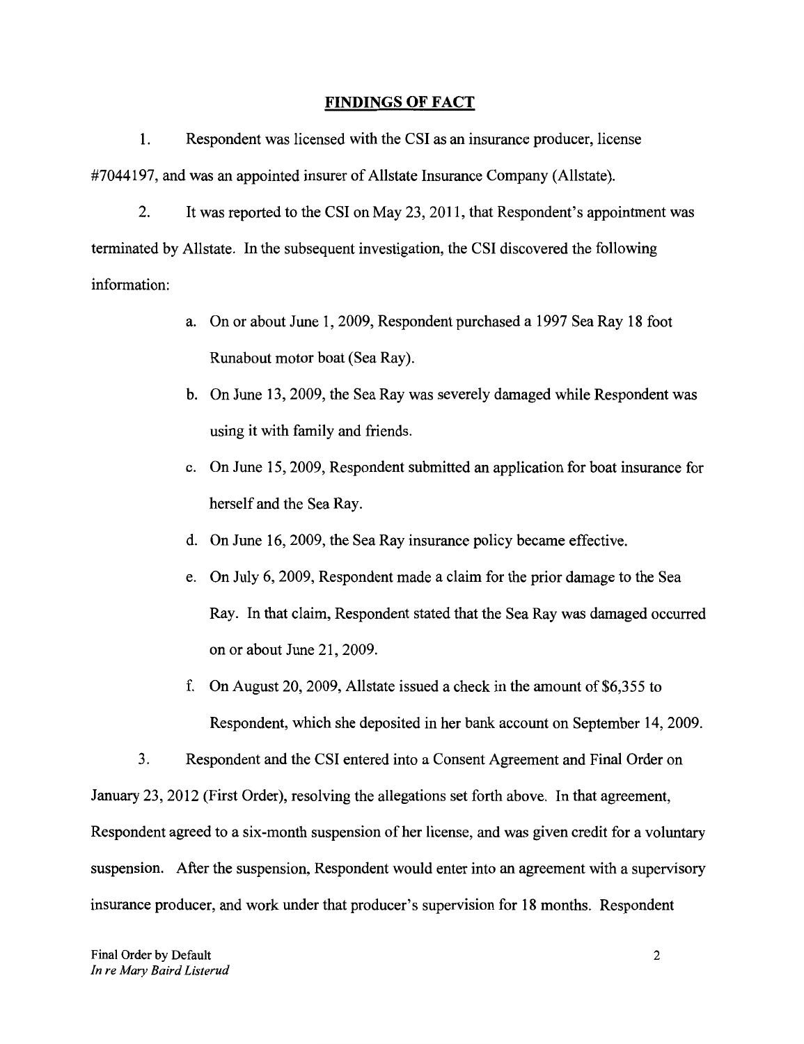## FINDINGS OF FACT

1. Respondent was licensed with the CSI as an insurance producer, license #7044197, and was an appointed insurer of Allstate Insurance Company (Allstate).

2. It was reported to the CSI on May 23, 2011, that Respondent's appointment was terminated by Allstate. In the subsequent investigation, the CSI discovered the following information:

   a. On or about June 1, 2009, Respondent purchased a 1997 Sea Ray 18 foot Runabout motor boat (Sea Ray).

   b. On June 13, 2009, the Sea Ray was severely damaged while Respondent was using it with family and friends.

   c. On June 15, 2009, Respondent submitted an application for boat insurance for herself and the Sea Ray.

   d. On June 16, 2009, the Sea Ray insurance policy became effective.

   e. On July 6, 2009, Respondent made a claim for the prior damage to the Sea Ray. In that claim, Respondent stated that the Sea Ray was damaged occurred on or about June 21, 2009.

   f. On August 20, 2009, Allstate issued a check in the amount of $6,355 to Respondent, which she deposited in her bank account on September 14, 2009.

3. Respondent and the CSI entered into a Consent Agreement and Final Order on January 23, 2012 (First Order), resolving the allegations set forth above. In that agreement, Respondent agreed to a six-month suspension of her license, and was given credit for a voluntary suspension. After the suspension, Respondent would enter into an agreement with a supervisory insurance producer, and work under that producer's supervision for 18 months. Respondent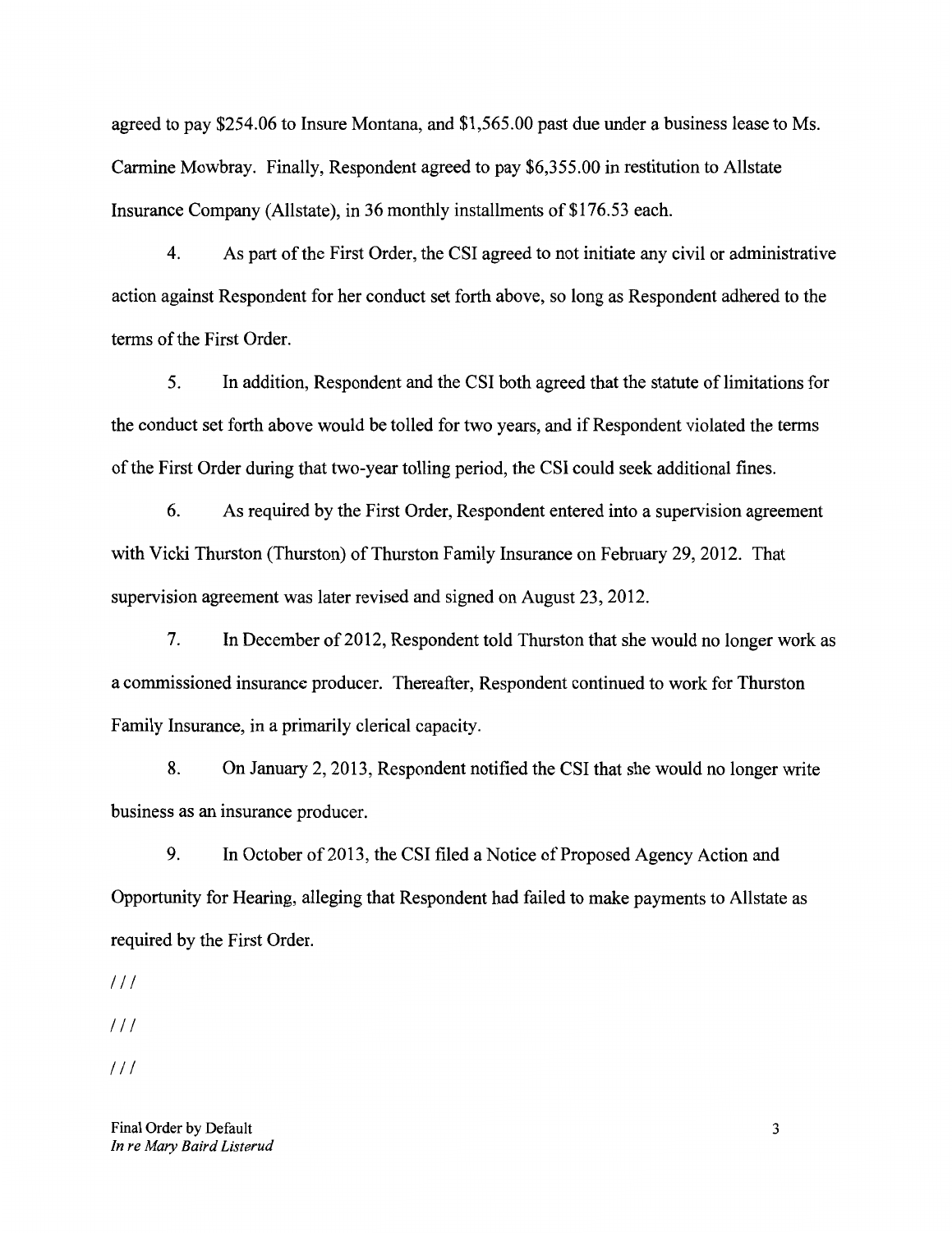agreed to pay $254.06 to Insure Montana, and $1,565.00 past due under a business lease to Ms. Carmine Mowbray. Finally, Respondent agreed to pay $6,355.00 in restitution to Allstate Insurance Company (Allstate), in 36 monthly installments of $176.53 each.

4. As part of the First Order, the CSI agreed to not initiate any civil or administrative action against Respondent for her conduct set forth above, so long as Respondent adhered to the terms of the First Order.

5. In addition, Respondent and the CSI both agreed that the statute of limitations for the conduct set forth above would be tolled for two years, and if Respondent violated the terms of the First Order during that two-year tolling period, the CSI could seek additional fines.

6. As required by the First Order, Respondent entered into a supervision agreement with Vicki Thurston (Thurston) of Thurston Family Insurance on February 29, 2012. That supervision agreement was later revised and signed on August 23, 2012.

7. In December of 2012, Respondent told Thurston that she would no longer work as a commissioned insurance producer. Thereafter, Respondent continued to work for Thurston Family Insurance, in a primarily clerical capacity.

8. On January 2, 2013, Respondent notified the CSI that she would no longer write business as an insurance producer.

9. In October of 2013, the CSI filed a Notice of Proposed Agency Action and Opportunity for Hearing, alleging that Respondent had failed to make payments to Allstate as required by the First Order.

///

///

///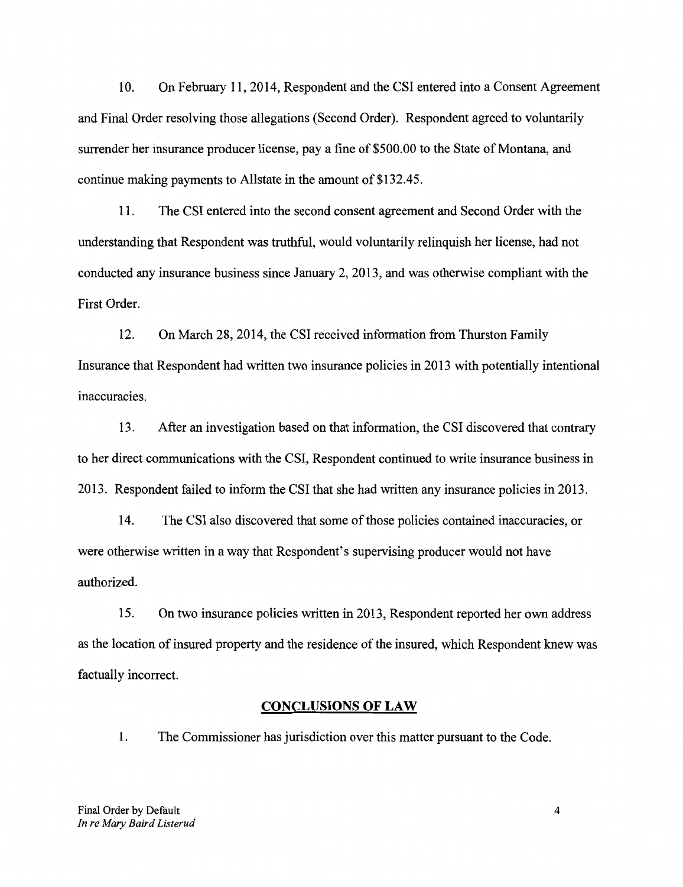10. On February 11, 2014, Respondent and the CSI entered into a Consent Agreement and Final Order resolving those allegations (Second Order). Respondent agreed to voluntarily surrender her insurance producer license, pay a fine of $500.00 to the State of Montana, and continue making payments to Allstate in the amount of $132.45.

11. The CSI entered into the second consent agreement and Second Order with the understanding that Respondent was truthful, would voluntarily relinquish her license, had not conducted any insurance business since January 2, 2013, and was otherwise compliant with the First Order.

12. On March 28, 2014, the CSI received information from Thurston Family Insurance that Respondent had written two insurance policies in 2013 with potentially intentional inaccuracies.

13. After an investigation based on that information, the CSI discovered that contrary to her direct communications with the CSI, Respondent continued to write insurance business in 2013. Respondent failed to inform the CSI that she had written any insurance policies in 2013.

14. The CSI also discovered that some of those policies contained inaccuracies, or were otherwise written in a way that Respondent's supervising producer would not have authorized.

15. On two insurance policies written in 2013, Respondent reported her own address as the location of insured property and the residence of the insured, which Respondent knew was factually incorrect.

## CONCLUSIONS OF LAW

1. The Commissioner has jurisdiction over this matter pursuant to the Code.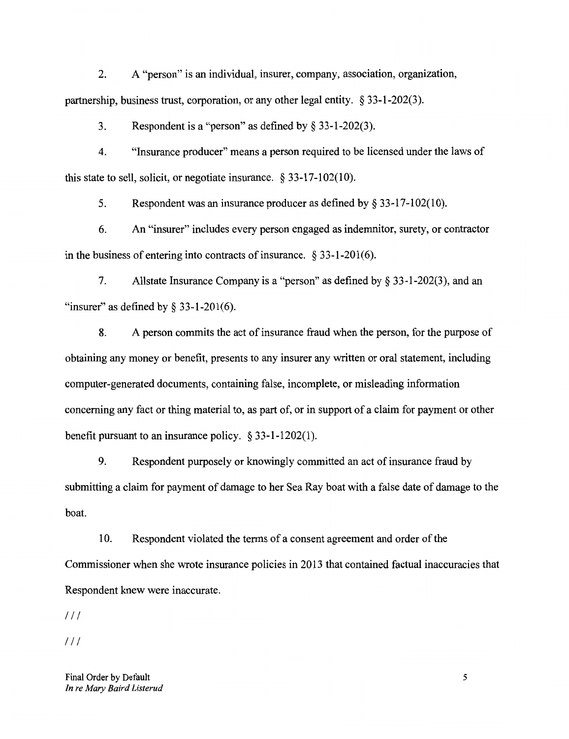2. A "person" is an individual, insurer, company, association, organization, partnership, business trust, corporation, or any other legal entity. § 33-1-202(3).

3. Respondent is a "person" as defined by § 33-1-202(3).

4. "Insurance producer" means a person required to be licensed under the laws of this state to sell, solicit, or negotiate insurance. § 33-17-102(10).

5. Respondent was an insurance producer as defined by § 33-17-102(10).

6. An "insurer" includes every person engaged as indemnitor, surety, or contractor in the business of entering into contracts of insurance. § 33-1-201(6).

7. Allstate Insurance Company is a "person" as defined by § 33-1-202(3), and an "insurer" as defined by § 33-1-201(6).

8. A person commits the act of insurance fraud when the person, for the purpose of obtaining any money or benefit, presents to any insurer any written or oral statement, including computer-generated documents, containing false, incomplete, or misleading information concerning any fact or thing material to, as part of, or in support of a claim for payment or other benefit pursuant to an insurance policy. § 33-1-1202(1).

9. Respondent purposely or knowingly committed an act of insurance fraud by submitting a claim for payment of damage to her Sea Ray boat with a false date of damage to the boat.

10. Respondent violated the terms of a consent agreement and order of the Commissioner when she wrote insurance policies in 2013 that contained factual inaccuracies that Respondent knew were inaccurate.

///

///

Final Order by Default
*In re Mary Baird Listerud*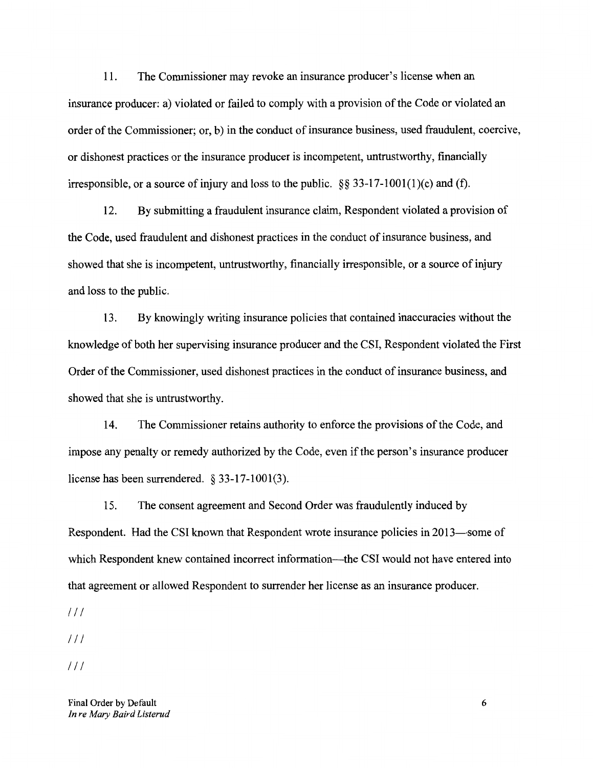11. The Commissioner may revoke an insurance producer's license when an insurance producer: a) violated or failed to comply with a provision of the Code or violated an order of the Commissioner; or, b) in the conduct of insurance business, used fraudulent, coercive, or dishonest practices or the insurance producer is incompetent, untrustworthy, financially irresponsible, or a source of injury and loss to the public. §§ 33-17-1001(1)(c) and (f).

12. By submitting a fraudulent insurance claim, Respondent violated a provision of the Code, used fraudulent and dishonest practices in the conduct of insurance business, and showed that she is incompetent, untrustworthy, financially irresponsible, or a source of injury and loss to the public.

13. By knowingly writing insurance policies that contained inaccuracies without the knowledge of both her supervising insurance producer and the CSI, Respondent violated the First Order of the Commissioner, used dishonest practices in the conduct of insurance business, and showed that she is untrustworthy.

14. The Commissioner retains authority to enforce the provisions of the Code, and impose any penalty or remedy authorized by the Code, even if the person's insurance producer license has been surrendered. § 33-17-1001(3).

15. The consent agreement and Second Order was fraudulently induced by Respondent. Had the CSI known that Respondent wrote insurance policies in 2013—some of which Respondent knew contained incorrect information—the CSI would not have entered into that agreement or allowed Respondent to surrender her license as an insurance producer.

///

///

///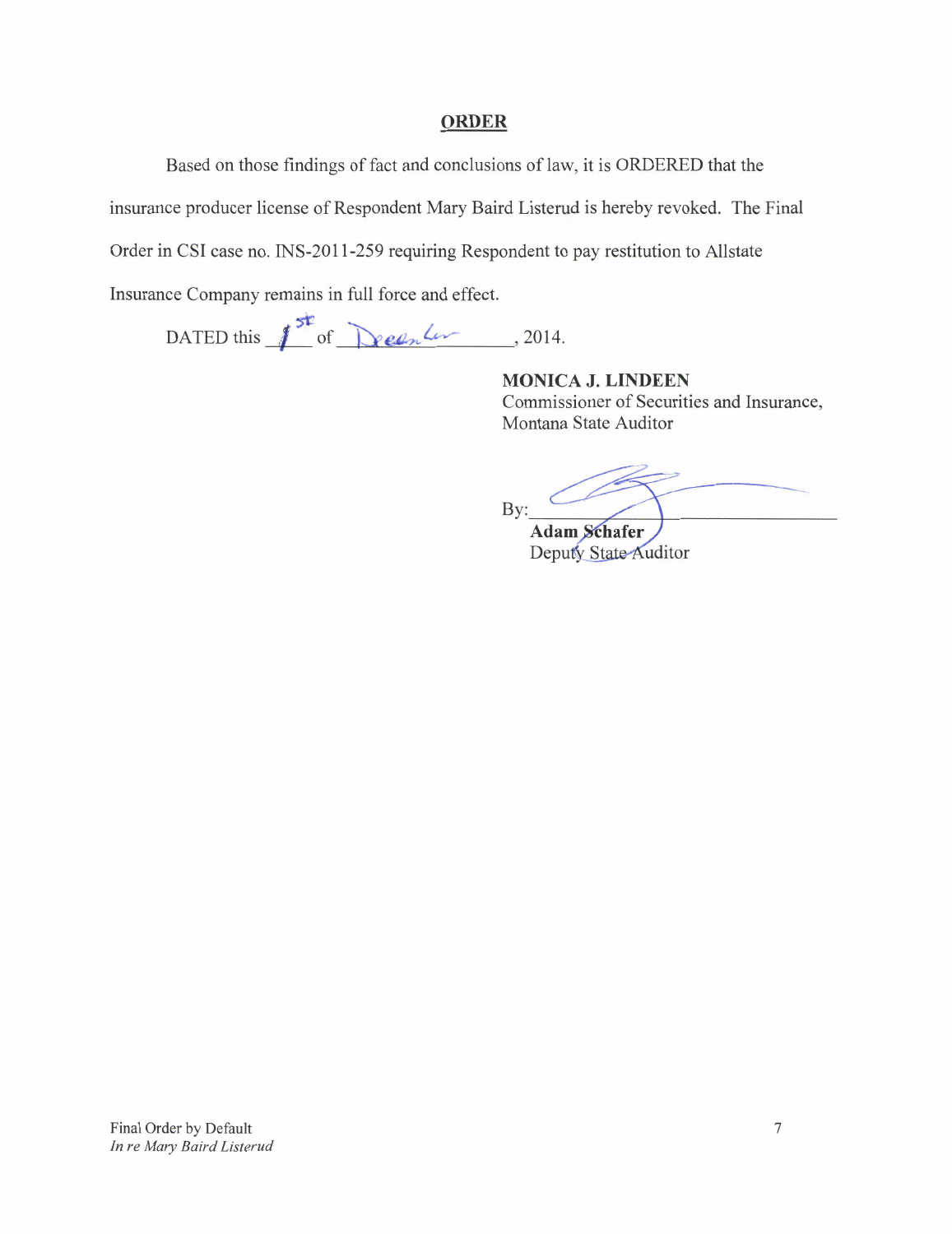## ORDER

Based on those findings of fact and conclusions of law, it is ORDERED that the insurance producer license of Respondent Mary Baird Listerud is hereby revoked. The Final Order in CSI case no. INS-2011-259 requiring Respondent to pay restitution to Allstate Insurance Company remains in full force and effect.

DATED this 1st of December, 2014.

**MONICA J. LINDEEN**
Commissioner of Securities and Insurance,
Montana State Auditor

By: ______________________________
**Adam Schafer**
Deputy State Auditor

Final Order by Default
*In re Mary Baird Listerud*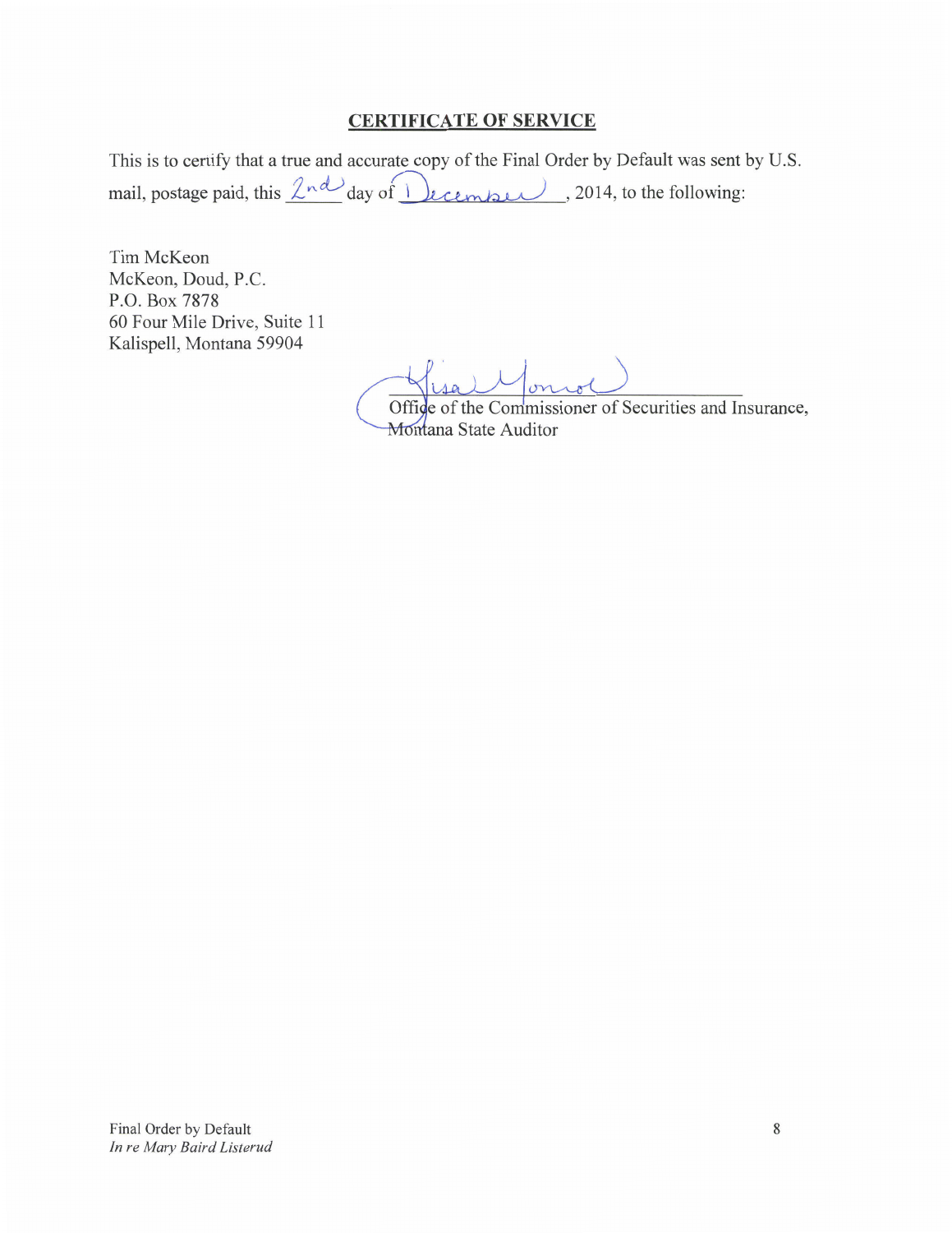## CERTIFICATE OF SERVICE

This is to certify that a true and accurate copy of the Final Order by Default was sent by U.S. mail, postage paid, this 2nd day of December, 2014, to the following:

Tim McKeon
McKeon, Doud, P.C.
P.O. Box 7878
60 Four Mile Drive, Suite 11
Kalispell, Montana 59904

Lisa Monroe
Office of the Commissioner of Securities and Insurance,
Montana State Auditor